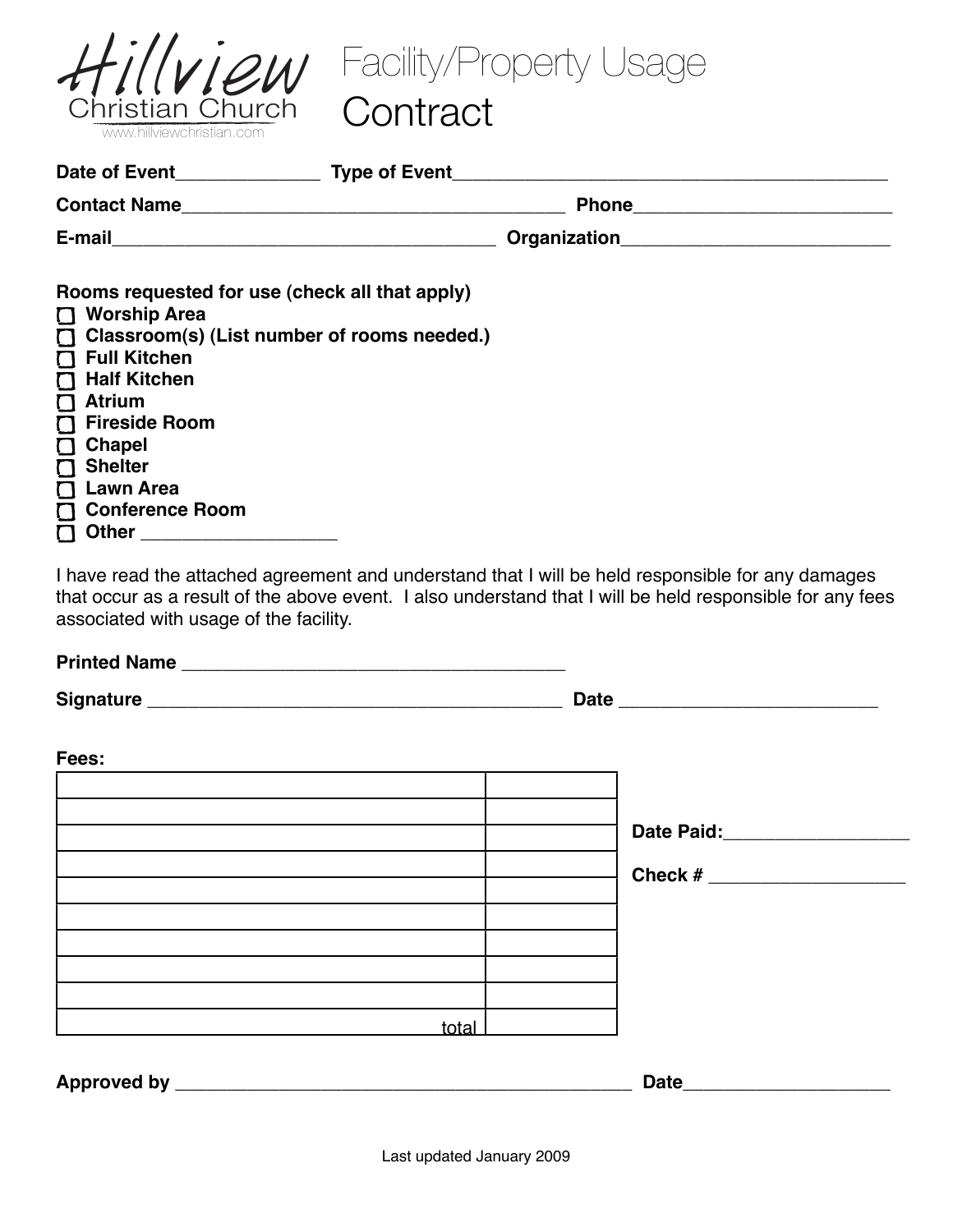# Hillview Christian Church

www.hillviewchristian.com

# Facility/Property Usage Contract

**Date of Event**______________ **Type of Event**___________________________________________

**Contact Name**_____________________________________ **Phone**_________________________

**E-mail**_____________________________________ **Organization**__________________________

**Rooms requested for use (check all that apply)**

- ☐ **Worship Area**
- ☐ **Classroom(s) (List number of rooms needed.)**
- ☐ **Full Kitchen**
- ☐ **Half Kitchen**
- ☐ **Atrium**
- ☐ **Fireside Room**
- ☐ **Chapel**
- ☐ **Shelter**
- ☐ **Lawn Area**
- ☐ **Conference Room**
- ☐ **Other** ___________________

I have read the attached agreement and understand that I will be held responsible for any damages that occur as a result of the above event. I also understand that I will be held responsible for any fees associated with usage of the facility.

**Printed Name** _____________________________________

**Signature** ________________________________________ **Date** _________________________

**Fees:**

| | |
|---|---|
| | |
| | |
| | |
| | |
| | |
| | |
| | |
| | |
| | |
| total | |

**Date Paid:**__________________

**Check #** ___________________

**Approved by** _____________________________________________ **Date**____________________

Last updated January 2009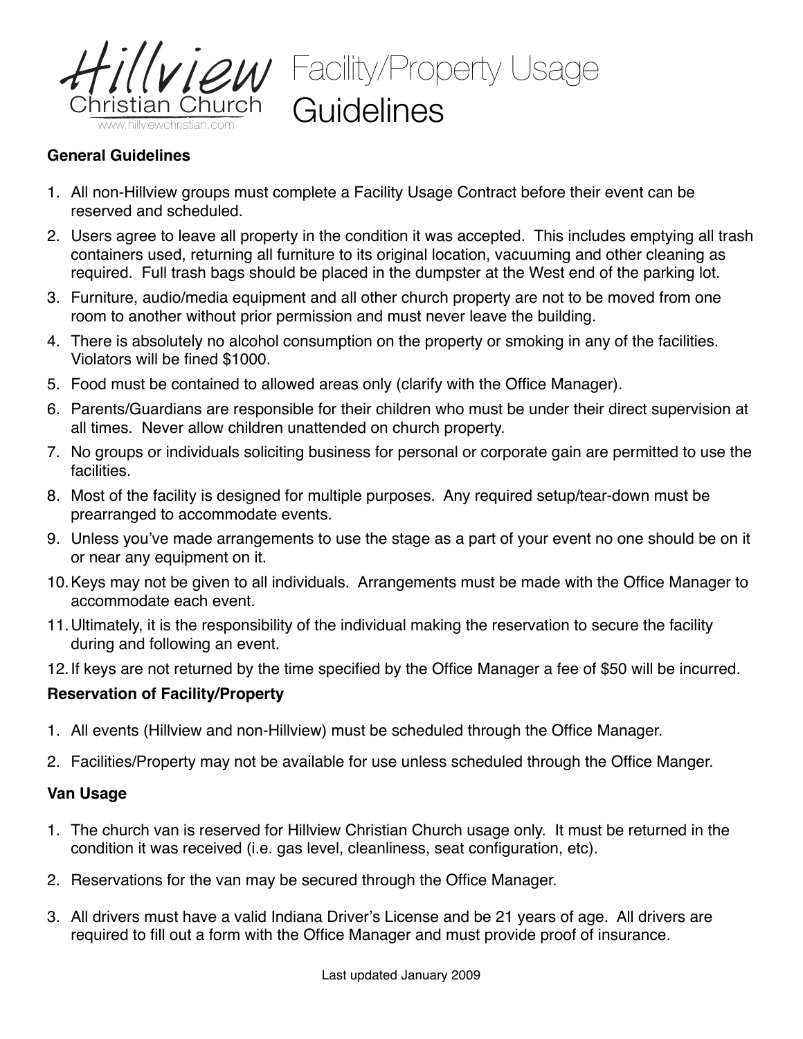# Hillview Christian Church

www.hillviewchristian.com

# Facility/Property Usage Guidelines

**General Guidelines**

1. All non-Hillview groups must complete a Facility Usage Contract before their event can be reserved and scheduled.
2. Users agree to leave all property in the condition it was accepted. This includes emptying all trash containers used, returning all furniture to its original location, vacuuming and other cleaning as required. Full trash bags should be placed in the dumpster at the West end of the parking lot.
3. Furniture, audio/media equipment and all other church property are not to be moved from one room to another without prior permission and must never leave the building.
4. There is absolutely no alcohol consumption on the property or smoking in any of the facilities. Violators will be fined $1000.
5. Food must be contained to allowed areas only (clarify with the Office Manager).
6. Parents/Guardians are responsible for their children who must be under their direct supervision at all times. Never allow children unattended on church property.
7. No groups or individuals soliciting business for personal or corporate gain are permitted to use the facilities.
8. Most of the facility is designed for multiple purposes. Any required setup/tear-down must be prearranged to accommodate events.
9. Unless you've made arrangements to use the stage as a part of your event no one should be on it or near any equipment on it.
10. Keys may not be given to all individuals. Arrangements must be made with the Office Manager to accommodate each event.
11. Ultimately, it is the responsibility of the individual making the reservation to secure the facility during and following an event.
12. If keys are not returned by the time specified by the Office Manager a fee of $50 will be incurred.

**Reservation of Facility/Property**

1. All events (Hillview and non-Hillview) must be scheduled through the Office Manager.
2. Facilities/Property may not be available for use unless scheduled through the Office Manger.

**Van Usage**

1. The church van is reserved for Hillview Christian Church usage only. It must be returned in the condition it was received (i.e. gas level, cleanliness, seat configuration, etc).
2. Reservations for the van may be secured through the Office Manager.
3. All drivers must have a valid Indiana Driver's License and be 21 years of age. All drivers are required to fill out a form with the Office Manager and must provide proof of insurance.

Last updated January 2009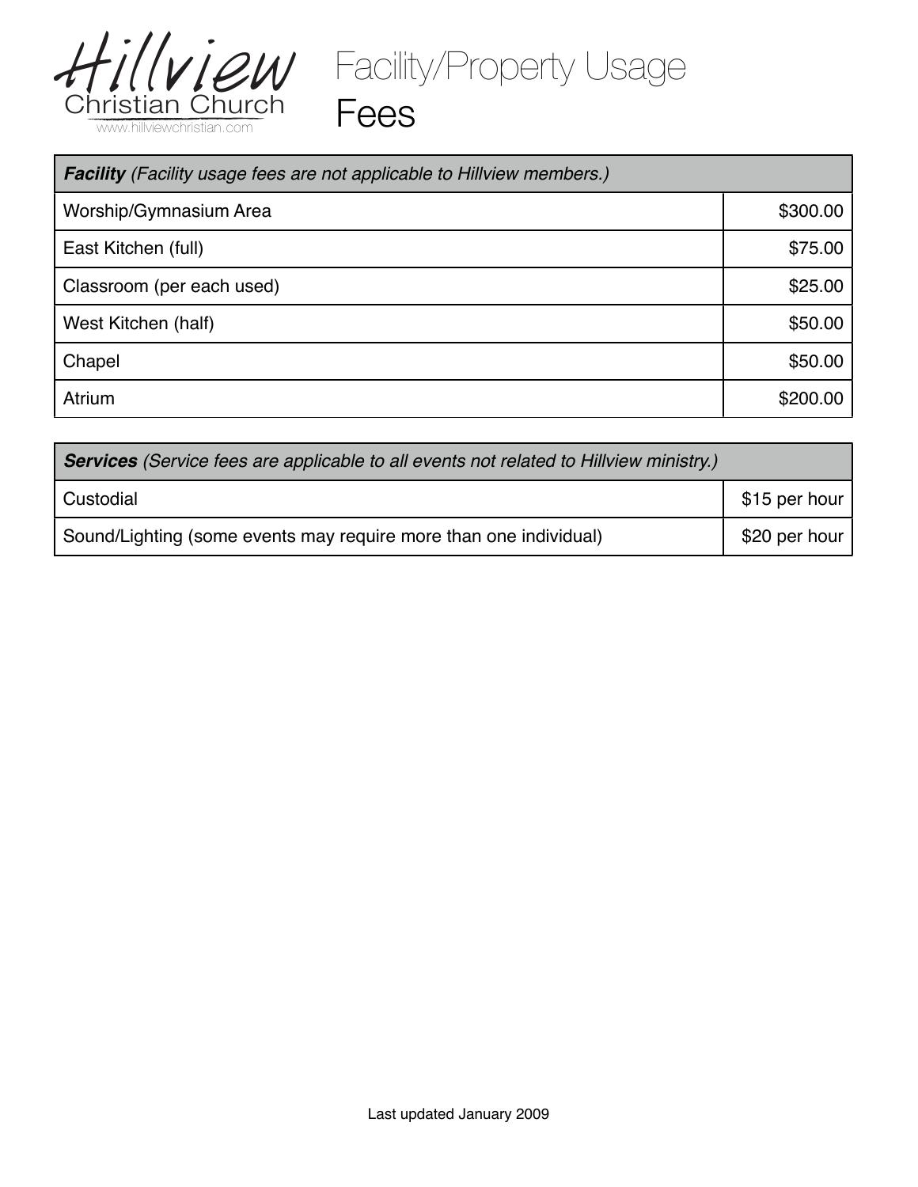# Hillview Christian Church

www.hillviewchristian.com

# Facility/Property Usage Fees

| ***Facility*** *(Facility usage fees are not applicable to Hillview members.)* | |
|---|---|
| Worship/Gymnasium Area | $300.00 |
| East Kitchen (full) | $75.00 |
| Classroom (per each used) | $25.00 |
| West Kitchen (half) | $50.00 |
| Chapel | $50.00 |
| Atrium | $200.00 |

| ***Services*** *(Service fees are applicable to all events not related to Hillview ministry.)* | |
|---|---|
| Custodial | $15 per hour |
| Sound/Lighting (some events may require more than one individual) | $20 per hour |

Last updated January 2009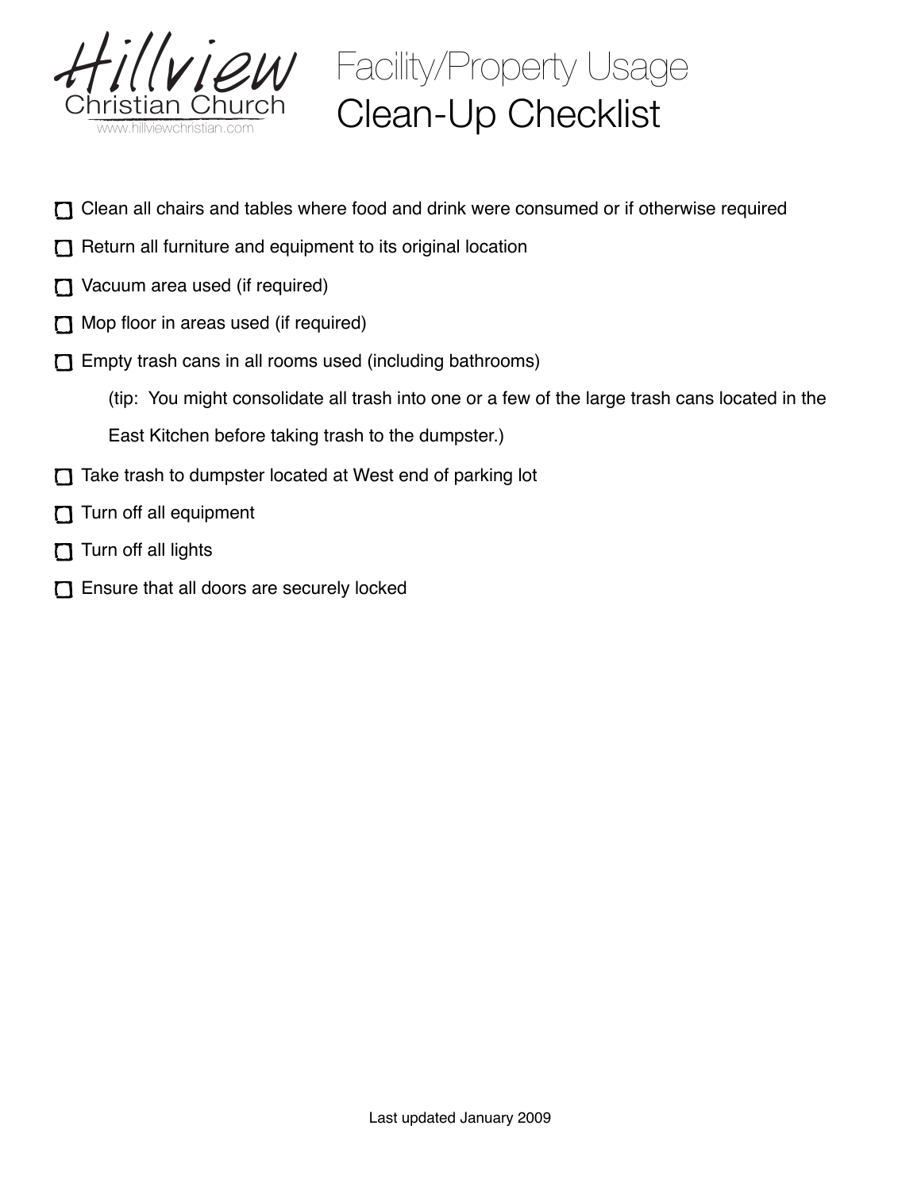Hillview
Christian Church
www.hillviewchristian.com

# Facility/Property Usage
# Clean-Up Checklist

- [ ] Clean all chairs and tables where food and drink were consumed or if otherwise required
- [ ] Return all furniture and equipment to its original location
- [ ] Vacuum area used (if required)
- [ ] Mop floor in areas used (if required)
- [ ] Empty trash cans in all rooms used (including bathrooms)

    (tip: You might consolidate all trash into one or a few of the large trash cans located in the East Kitchen before taking trash to the dumpster.)
- [ ] Take trash to dumpster located at West end of parking lot
- [ ] Turn off all equipment
- [ ] Turn off all lights
- [ ] Ensure that all doors are securely locked

Last updated January 2009